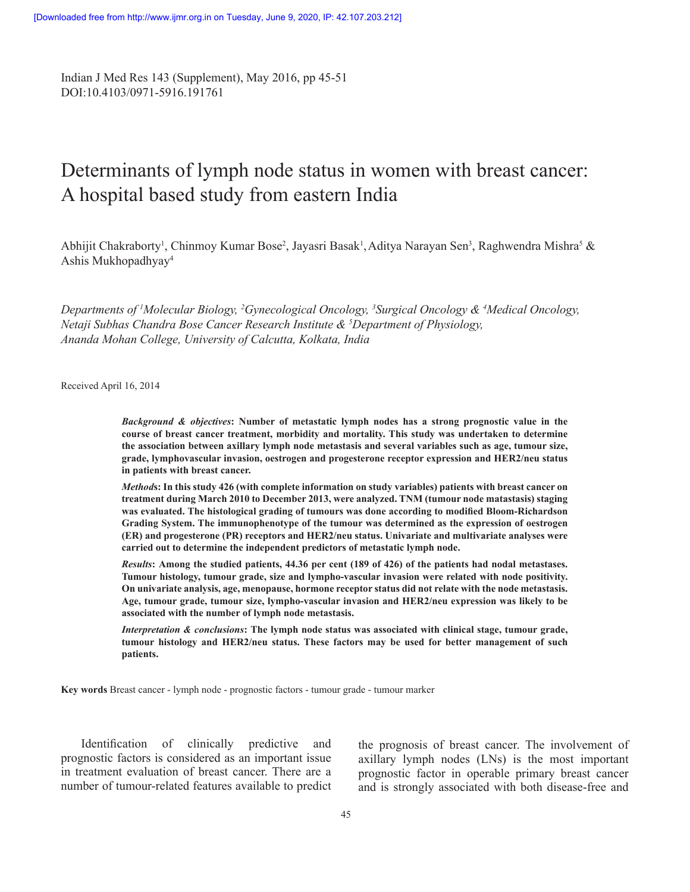[Downloaded free from http://www.ijmr.org.in on Tuesday, June 9, 2020, IP: 42.107.203.212]

Indian J Med Res 143 (Supplement), May 2016, pp 45-51
DOI:10.4103/0971-5916.191761

# Determinants of lymph node status in women with breast cancer: A hospital based study from eastern India

Abhijit Chakraborty[1], Chinmoy Kumar Bose[2], Jayasri Basak[1], Aditya Narayan Sen[3], Raghwendra Mishra[5] & Ashis Mukhopadhyay[4]

*Departments of [1]Molecular Biology, [2]Gynecological Oncology, [3]Surgical Oncology & [4]Medical Oncology, Netaji Subhas Chandra Bose Cancer Research Institute & [5]Department of Physiology, Ananda Mohan College, University of Calcutta, Kolkata, India*

Received April 16, 2014

***Background & objectives*: Number of metastatic lymph nodes has a strong prognostic value in the course of breast cancer treatment, morbidity and mortality. This study was undertaken to determine the association between axillary lymph node metastasis and several variables such as age, tumour size, grade, lymphovascular invasion, oestrogen and progesterone receptor expression and HER2/neu status in patients with breast cancer.**

***Methods*: In this study 426 (with complete information on study variables) patients with breast cancer on treatment during March 2010 to December 2013, were analyzed. TNM (tumour node matastasis) staging was evaluated. The histological grading of tumours was done according to modified Bloom-Richardson Grading System. The immunophenotype of the tumour was determined as the expression of oestrogen (ER) and progesterone (PR) receptors and HER2/neu status. Univariate and multivariate analyses were carried out to determine the independent predictors of metastatic lymph node.**

***Results*: Among the studied patients, 44.36 per cent (189 of 426) of the patients had nodal metastases. Tumour histology, tumour grade, size and lympho-vascular invasion were related with node positivity. On univariate analysis, age, menopause, hormone receptor status did not relate with the node metastasis. Age, tumour grade, tumour size, lympho-vascular invasion and HER2/neu expression was likely to be associated with the number of lymph node metastasis.**

***Interpretation & conclusions*: The lymph node status was associated with clinical stage, tumour grade, tumour histology and HER2/neu status. These factors may be used for better management of such patients.**

**Key words** Breast cancer - lymph node - prognostic factors - tumour grade - tumour marker

Identification of clinically predictive and prognostic factors is considered as an important issue in treatment evaluation of breast cancer. There are a number of tumour-related features available to predict the prognosis of breast cancer. The involvement of axillary lymph nodes (LNs) is the most important prognostic factor in operable primary breast cancer and is strongly associated with both disease-free and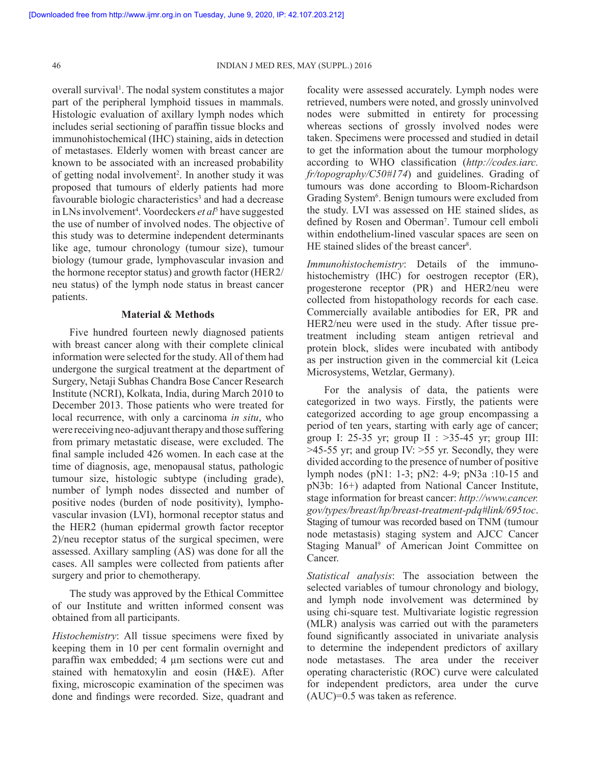overall survival[1]. The nodal system constitutes a major part of the peripheral lymphoid tissues in mammals. Histologic evaluation of axillary lymph nodes which includes serial sectioning of paraffin tissue blocks and immunohistochemical (IHC) staining, aids in detection of metastases. Elderly women with breast cancer are known to be associated with an increased probability of getting nodal involvement[2]. In another study it was proposed that tumours of elderly patients had more favourable biologic characteristics[3] and had a decrease in LNs involvement[4]. Voordeckers *et al*[5] have suggested the use of number of involved nodes. The objective of this study was to determine independent determinants like age, tumour chronology (tumour size), tumour biology (tumour grade, lymphovascular invasion and the hormone receptor status) and growth factor (HER2/neu status) of the lymph node status in breast cancer patients.

## Material & Methods

Five hundred fourteen newly diagnosed patients with breast cancer along with their complete clinical information were selected for the study. All of them had undergone the surgical treatment at the department of Surgery, Netaji Subhas Chandra Bose Cancer Research Institute (NCRI), Kolkata, India, during March 2010 to December 2013. Those patients who were treated for local recurrence, with only a carcinoma *in situ*, who were receiving neo-adjuvant therapy and those suffering from primary metastatic disease, were excluded. The final sample included 426 women. In each case at the time of diagnosis, age, menopausal status, pathologic tumour size, histologic subtype (including grade), number of lymph nodes dissected and number of positive nodes (burden of node positivity), lymphovascular invasion (LVI), hormonal receptor status and the HER2 (human epidermal growth factor receptor 2)/neu receptor status of the surgical specimen, were assessed. Axillary sampling (AS) was done for all the cases. All samples were collected from patients after surgery and prior to chemotherapy.

The study was approved by the Ethical Committee of our Institute and written informed consent was obtained from all participants.

*Histochemistry*: All tissue specimens were fixed by keeping them in 10 per cent formalin overnight and paraffin wax embedded; 4 µm sections were cut and stained with hematoxylin and eosin (H&E). After fixing, microscopic examination of the specimen was done and findings were recorded. Size, quadrant and focality were assessed accurately. Lymph nodes were retrieved, numbers were noted, and grossly uninvolved nodes were submitted in entirety for processing whereas sections of grossly involved nodes were taken. Specimens were processed and studied in detail to get the information about the tumour morphology according to WHO classification (*http://codes.iarc.fr/topography/C50#174*) and guidelines. Grading of tumours was done according to Bloom-Richardson Grading System[6]. Benign tumours were excluded from the study. LVI was assessed on HE stained slides, as defined by Rosen and Oberman[7]. Tumour cell emboli within endothelium-lined vascular spaces are seen on HE stained slides of the breast cancer[8].

*Immunohistochemistry*: Details of the immunohistochemistry (IHC) for oestrogen receptor (ER), progesterone receptor (PR) and HER2/neu were collected from histopathology records for each case. Commercially available antibodies for ER, PR and HER2/neu were used in the study. After tissue pre-treatment including steam antigen retrieval and protein block, slides were incubated with antibody as per instruction given in the commercial kit (Leica Microsystems, Wetzlar, Germany).

For the analysis of data, the patients were categorized in two ways. Firstly, the patients were categorized according to age group encompassing a period of ten years, starting with early age of cancer; group I: 25-35 yr; group II : >35-45 yr; group III: >45-55 yr; and group IV: >55 yr. Secondly, they were divided according to the presence of number of positive lymph nodes (pN1: 1-3; pN2: 4-9; pN3a :10-15 and pN3b: 16+) adapted from National Cancer Institute, stage information for breast cancer: *http://www.cancer.gov/types/breast/hp/breast-treatment-pdq#link/695toc*. Staging of tumour was recorded based on TNM (tumour node metastasis) staging system and AJCC Cancer Staging Manual[9] of American Joint Committee on Cancer.

*Statistical analysis*: The association between the selected variables of tumour chronology and biology, and lymph node involvement was determined by using chi-square test. Multivariate logistic regression (MLR) analysis was carried out with the parameters found significantly associated in univariate analysis to determine the independent predictors of axillary node metastases. The area under the receiver operating characteristic (ROC) curve were calculated for independent predictors, area under the curve (AUC)=0.5 was taken as reference.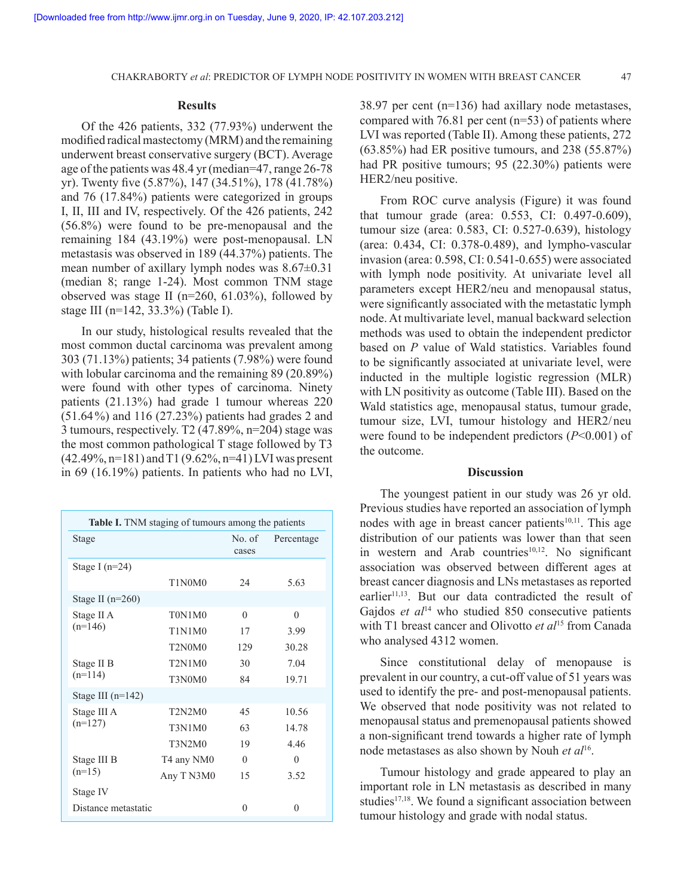## Results

Of the 426 patients, 332 (77.93%) underwent the modified radical mastectomy (MRM) and the remaining underwent breast conservative surgery (BCT). Average age of the patients was 48.4 yr (median=47, range 26-78 yr). Twenty five (5.87%), 147 (34.51%), 178 (41.78%) and 76 (17.84%) patients were categorized in groups I, II, III and IV, respectively. Of the 426 patients, 242 (56.8%) were found to be pre-menopausal and the remaining 184 (43.19%) were post-menopausal. LN metastasis was observed in 189 (44.37%) patients. The mean number of axillary lymph nodes was 8.67±0.31 (median 8; range 1-24). Most common TNM stage observed was stage II (n=260, 61.03%), followed by stage III (n=142, 33.3%) (Table I).

In our study, histological results revealed that the most common ductal carcinoma was prevalent among 303 (71.13%) patients; 34 patients (7.98%) were found with lobular carcinoma and the remaining 89 (20.89%) were found with other types of carcinoma. Ninety patients (21.13%) had grade 1 tumour whereas 220 (51.64%) and 116 (27.23%) patients had grades 2 and 3 tumours, respectively. T2 (47.89%, n=204) stage was the most common pathological T stage followed by T3 (42.49%, n=181) and T1 (9.62%, n=41) LVI was present in 69 (16.19%) patients. In patients who had no LVI, 38.97 per cent (n=136) had axillary node metastases, compared with 76.81 per cent (n=53) of patients where LVI was reported (Table II). Among these patients, 272 (63.85%) had ER positive tumours, and 238 (55.87%) had PR positive tumours; 95 (22.30%) patients were HER2/neu positive.

**Table I.** TNM staging of tumours among the patients

| Stage | | No. of cases | Percentage |
|---|---|---|---|
| Stage I (n=24) | | | |
| | T1N0M0 | 24 | 5.63 |
| Stage II (n=260) | | | |
| Stage II A (n=146) | T0N1M0 | 0 | 0 |
| | T1N1M0 | 17 | 3.99 |
| | T2N0M0 | 129 | 30.28 |
| Stage II B (n=114) | T2N1M0 | 30 | 7.04 |
| | T3N0M0 | 84 | 19.71 |
| Stage III (n=142) | | | |
| Stage III A (n=127) | T2N2M0 | 45 | 10.56 |
| | T3N1M0 | 63 | 14.78 |
| | T3N2M0 | 19 | 4.46 |
| Stage III B (n=15) | T4 any NM0 | 0 | 0 |
| | Any T N3M0 | 15 | 3.52 |
| Stage IV | | | |
| Distance metastatic | | 0 | 0 |

From ROC curve analysis (Figure) it was found that tumour grade (area: 0.553, CI: 0.497-0.609), tumour size (area: 0.583, CI: 0.527-0.639), histology (area: 0.434, CI: 0.378-0.489), and lympho-vascular invasion (area: 0.598, CI: 0.541-0.655) were associated with lymph node positivity. At univariate level all parameters except HER2/neu and menopausal status, were significantly associated with the metastatic lymph node. At multivariate level, manual backward selection methods was used to obtain the independent predictor based on $P$ value of Wald statistics. Variables found to be significantly associated at univariate level, were inducted in the multiple logistic regression (MLR) with LN positivity as outcome (Table III). Based on the Wald statistics age, menopausal status, tumour grade, tumour size, LVI, tumour histology and HER2/neu were found to be independent predictors ($P<0.001$) of the outcome.

## Discussion

The youngest patient in our study was 26 yr old. Previous studies have reported an association of lymph nodes with age in breast cancer patients[10,11]. This age distribution of our patients was lower than that seen in western and Arab countries[10,12]. No significant association was observed between different ages at breast cancer diagnosis and LNs metastases as reported earlier[11,13]. But our data contradicted the result of Gajdos *et al*[14] who studied 850 consecutive patients with T1 breast cancer and Olivotto *et al*[15] from Canada who analysed 4312 women.

Since constitutional delay of menopause is prevalent in our country, a cut-off value of 51 years was used to identify the pre- and post-menopausal patients. We observed that node positivity was not related to menopausal status and premenopausal patients showed a non-significant trend towards a higher rate of lymph node metastases as also shown by Nouh *et al*[16].

Tumour histology and grade appeared to play an important role in LN metastasis as described in many studies[17,18]. We found a significant association between tumour histology and grade with nodal status.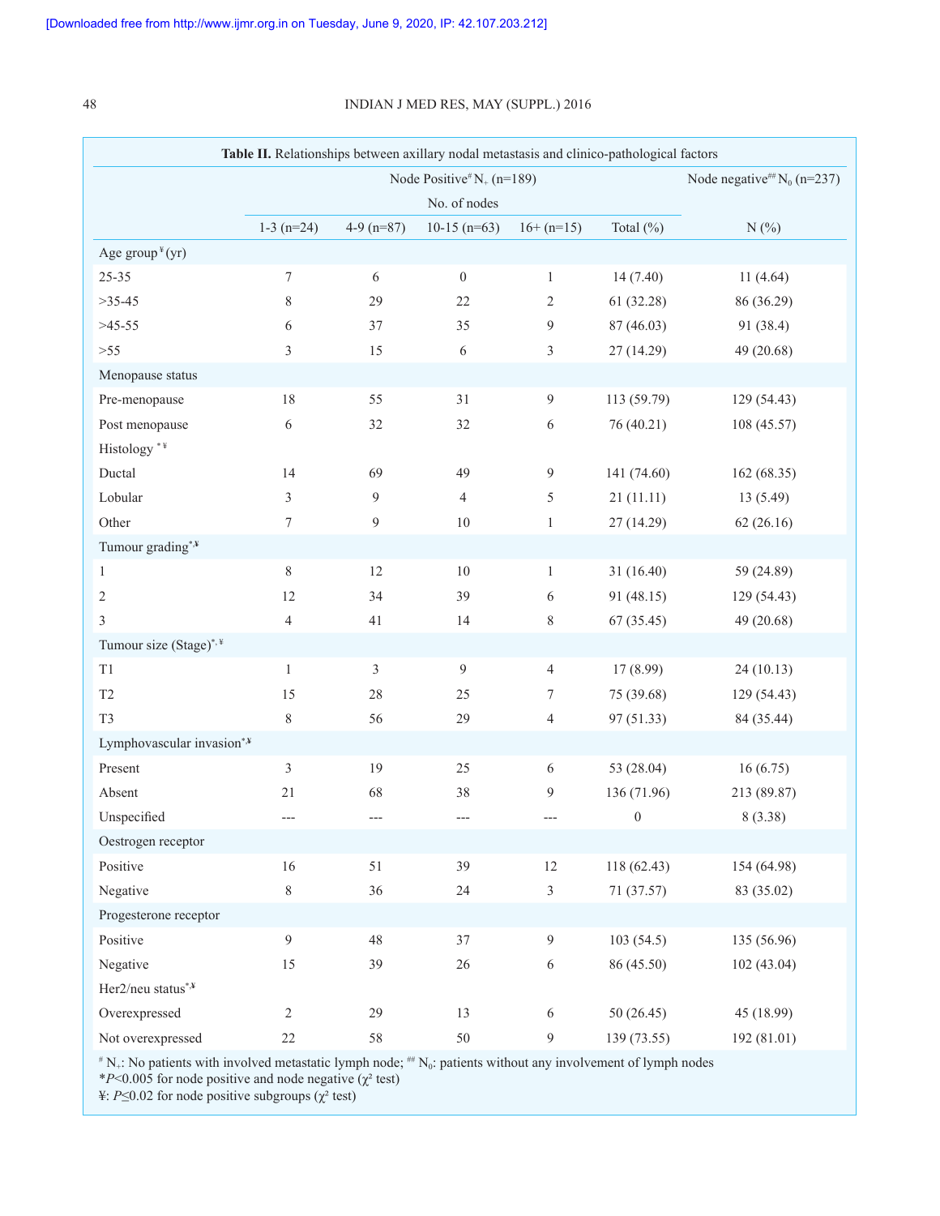**Table II.** Relationships between axillary nodal metastasis and clinico-pathological factors

| | Node Positive[#] $N_+$ (n=189) | | | | | Node negative[##] $N_0$ (n=237) |
|---|---|---|---|---|---|---|
| | No. of nodes | | | | | |
| | 1-3 (n=24) | 4-9 (n=87) | 10-15 (n=63) | 16+ (n=15) | Total (%) | N (%) |
| Age group[¥] (yr) | | | | | | |
| 25-35 | 7 | 6 | 0 | 1 | 14 (7.40) | 11 (4.64) |
| >35-45 | 8 | 29 | 22 | 2 | 61 (32.28) | 86 (36.29) |
| >45-55 | 6 | 37 | 35 | 9 | 87 (46.03) | 91 (38.4) |
| >55 | 3 | 15 | 6 | 3 | 27 (14.29) | 49 (20.68) |
| Menopause status | | | | | | |
| Pre-menopause | 18 | 55 | 31 | 9 | 113 (59.79) | 129 (54.43) |
| Post menopause | 6 | 32 | 32 | 6 | 76 (40.21) | 108 (45.57) |
| Histology [*¥] | | | | | | |
| Ductal | 14 | 69 | 49 | 9 | 141 (74.60) | 162 (68.35) |
| Lobular | 3 | 9 | 4 | 5 | 21 (11.11) | 13 (5.49) |
| Other | 7 | 9 | 10 | 1 | 27 (14.29) | 62 (26.16) |
| Tumour grading[*,¥] | | | | | | |
| 1 | 8 | 12 | 10 | 1 | 31 (16.40) | 59 (24.89) |
| 2 | 12 | 34 | 39 | 6 | 91 (48.15) | 129 (54.43) |
| 3 | 4 | 41 | 14 | 8 | 67 (35.45) | 49 (20.68) |
| Tumour size (Stage)[*,¥] | | | | | | |
| T1 | 1 | 3 | 9 | 4 | 17 (8.99) | 24 (10.13) |
| T2 | 15 | 28 | 25 | 7 | 75 (39.68) | 129 (54.43) |
| T3 | 8 | 56 | 29 | 4 | 97 (51.33) | 84 (35.44) |
| Lymphovascular invasion[*,¥] | | | | | | |
| Present | 3 | 19 | 25 | 6 | 53 (28.04) | 16 (6.75) |
| Absent | 21 | 68 | 38 | 9 | 136 (71.96) | 213 (89.87) |
| Unspecified | --- | --- | --- | --- | 0 | 8 (3.38) |
| Oestrogen receptor | | | | | | |
| Positive | 16 | 51 | 39 | 12 | 118 (62.43) | 154 (64.98) |
| Negative | 8 | 36 | 24 | 3 | 71 (37.57) | 83 (35.02) |
| Progesterone receptor | | | | | | |
| Positive | 9 | 48 | 37 | 9 | 103 (54.5) | 135 (56.96) |
| Negative | 15 | 39 | 26 | 6 | 86 (45.50) | 102 (43.04) |
| Her2/neu status[*,¥] | | | | | | |
| Overexpressed | 2 | 29 | 13 | 6 | 50 (26.45) | 45 (18.99) |
| Not overexpressed | 22 | 58 | 50 | 9 | 139 (73.55) | 192 (81.01) |

[#] $N_+$: No patients with involved metastatic lymph node; [##] $N_0$: patients without any involvement of lymph nodes
*$P$<0.005 for node positive and node negative ($\chi^2$ test)
¥: $P$≤0.02 for node positive subgroups ($\chi^2$ test)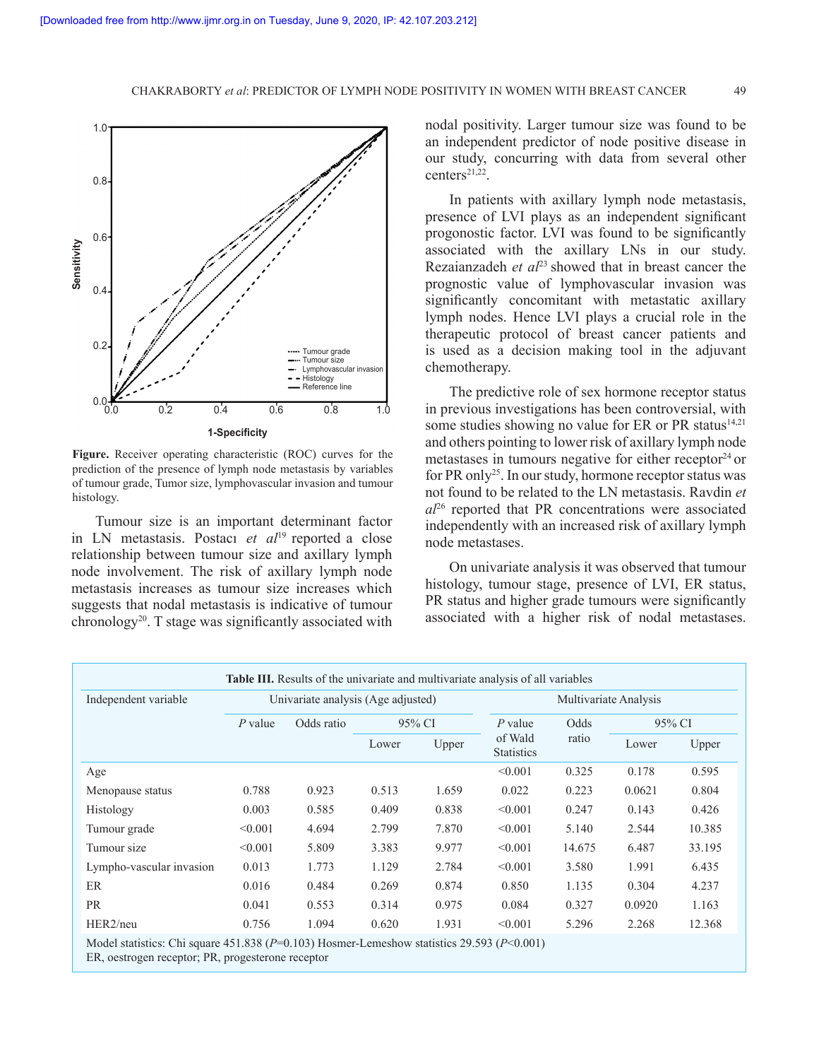**Figure.** Receiver operating characteristic (ROC) curves for the prediction of the presence of lymph node metastasis by variables of tumour grade, Tumor size, lymphovascular invasion and tumour histology.

Tumour size is an important determinant factor in LN metastasis. Postacı *et al*[19] reported a close relationship between tumour size and axillary lymph node involvement. The risk of axillary lymph node metastasis increases as tumour size increases which suggests that nodal metastasis is indicative of tumour chronology[20]. T stage was significantly associated with nodal positivity. Larger tumour size was found to be an independent predictor of node positive disease in our study, concurring with data from several other centers[21,22].

In patients with axillary lymph node metastasis, presence of LVI plays as an independent significant progonostic factor. LVI was found to be significantly associated with the axillary LNs in our study. Rezaianzadeh *et al*[23] showed that in breast cancer the prognostic value of lymphovascular invasion was significantly concomitant with metastatic axillary lymph nodes. Hence LVI plays a crucial role in the therapeutic protocol of breast cancer patients and is used as a decision making tool in the adjuvant chemotherapy.

The predictive role of sex hormone receptor status in previous investigations has been controversial, with some studies showing no value for ER or PR status[14,21] and others pointing to lower risk of axillary lymph node metastases in tumours negative for either receptor[24] or for PR only[25]. In our study, hormone receptor status was not found to be related to the LN metastasis. Ravdin *et al*[26] reported that PR concentrations were associated independently with an increased risk of axillary lymph node metastases.

On univariate analysis it was observed that tumour histology, tumour stage, presence of LVI, ER status, PR status and higher grade tumours were significantly associated with a higher risk of nodal metastases.

**Table III.** Results of the univariate and multivariate analysis of all variables

| Independent variable | Univariate analysis (Age adjusted) | | | | Multivariate Analysis | | | |
|---|---|---|---|---|---|---|---|---|
| | *P* value | Odds ratio | 95% CI | | *P* value of Wald Statistics | Odds ratio | 95% CI | |
| | | | Lower | Upper | | | Lower | Upper |
| Age | | | | | <0.001 | 0.325 | 0.178 | 0.595 |
| Menopause status | 0.788 | 0.923 | 0.513 | 1.659 | 0.022 | 0.223 | 0.0621 | 0.804 |
| Histology | 0.003 | 0.585 | 0.409 | 0.838 | <0.001 | 0.247 | 0.143 | 0.426 |
| Tumour grade | <0.001 | 4.694 | 2.799 | 7.870 | <0.001 | 5.140 | 2.544 | 10.385 |
| Tumour size | <0.001 | 5.809 | 3.383 | 9.977 | <0.001 | 14.675 | 6.487 | 33.195 |
| Lympho-vascular invasion | 0.013 | 1.773 | 1.129 | 2.784 | <0.001 | 3.580 | 1.991 | 6.435 |
| ER | 0.016 | 0.484 | 0.269 | 0.874 | 0.850 | 1.135 | 0.304 | 4.237 |
| PR | 0.041 | 0.553 | 0.314 | 0.975 | 0.084 | 0.327 | 0.0920 | 1.163 |
| HER2/neu | 0.756 | 1.094 | 0.620 | 1.931 | <0.001 | 5.296 | 2.268 | 12.368 |

Model statistics: Chi square 451.838 ($P$=0.103) Hosmer-Lemeshow statistics 29.593 ($P$<0.001)
ER, oestrogen receptor; PR, progesterone receptor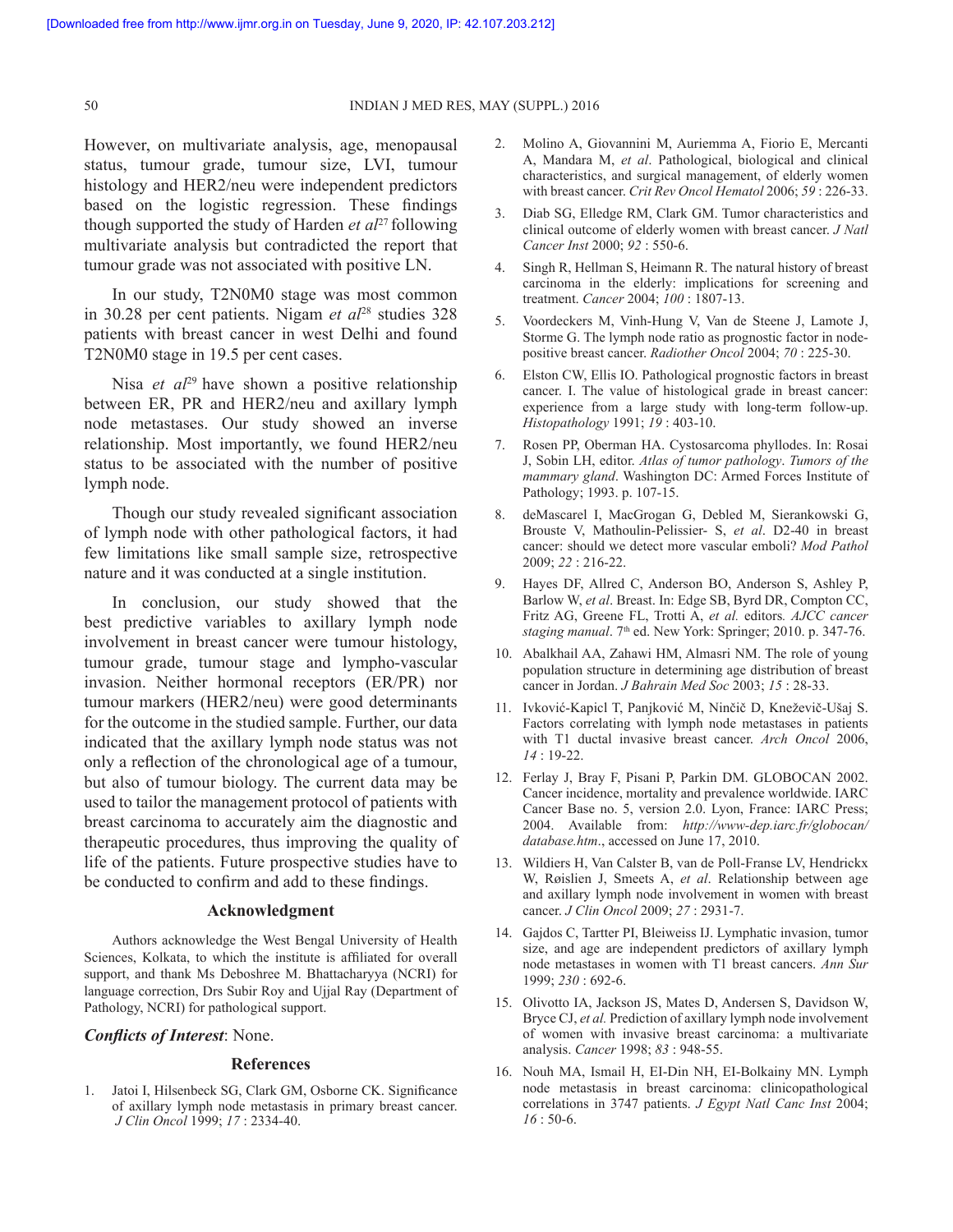However, on multivariate analysis, age, menopausal status, tumour grade, tumour size, LVI, tumour histology and HER2/neu were independent predictors based on the logistic regression. These findings though supported the study of Harden *et al*[27] following multivariate analysis but contradicted the report that tumour grade was not associated with positive LN.

In our study, T2N0M0 stage was most common in 30.28 per cent patients. Nigam *et al*[28] studies 328 patients with breast cancer in west Delhi and found T2N0M0 stage in 19.5 per cent cases.

Nisa *et al*[29] have shown a positive relationship between ER, PR and HER2/neu and axillary lymph node metastases. Our study showed an inverse relationship. Most importantly, we found HER2/neu status to be associated with the number of positive lymph node.

Though our study revealed significant association of lymph node with other pathological factors, it had few limitations like small sample size, retrospective nature and it was conducted at a single institution.

In conclusion, our study showed that the best predictive variables to axillary lymph node involvement in breast cancer were tumour histology, tumour grade, tumour stage and lympho-vascular invasion. Neither hormonal receptors (ER/PR) nor tumour markers (HER2/neu) were good determinants for the outcome in the studied sample. Further, our data indicated that the axillary lymph node status was not only a reflection of the chronological age of a tumour, but also of tumour biology. The current data may be used to tailor the management protocol of patients with breast carcinoma to accurately aim the diagnostic and therapeutic procedures, thus improving the quality of life of the patients. Future prospective studies have to be conducted to confirm and add to these findings.

## Acknowledgment

Authors acknowledge the West Bengal University of Health Sciences, Kolkata, to which the institute is affiliated for overall support, and thank Ms Deboshree M. Bhattacharyya (NCRI) for language correction, Drs Subir Roy and Ujjal Ray (Department of Pathology, NCRI) for pathological support.

***Conflicts of Interest***: None.

## References

1. Jatoi I, Hilsenbeck SG, Clark GM, Osborne CK. Significance of axillary lymph node metastasis in primary breast cancer. *J Clin Oncol* 1999; *17* : 2334-40.
2. Molino A, Giovannini M, Auriemma A, Fiorio E, Mercanti A, Mandara M, *et al*. Pathological, biological and clinical characteristics, and surgical management, of elderly women with breast cancer. *Crit Rev Oncol Hematol* 2006; *59* : 226-33.
3. Diab SG, Elledge RM, Clark GM. Tumor characteristics and clinical outcome of elderly women with breast cancer. *J Natl Cancer Inst* 2000; *92* : 550-6.
4. Singh R, Hellman S, Heimann R. The natural history of breast carcinoma in the elderly: implications for screening and treatment. *Cancer* 2004; *100* : 1807-13.
5. Voordeckers M, Vinh-Hung V, Van de Steene J, Lamote J, Storme G. The lymph node ratio as prognostic factor in node-positive breast cancer. *Radiother Oncol* 2004; *70* : 225-30.
6. Elston CW, Ellis IO. Pathological prognostic factors in breast cancer. I. The value of histological grade in breast cancer: experience from a large study with long-term follow-up. *Histopathology* 1991; *19* : 403-10.
7. Rosen PP, Oberman HA. Cystosarcoma phyllodes. In: Rosai J, Sobin LH, editor. *Atlas of tumor pathology*. *Tumors of the mammary gland*. Washington DC: Armed Forces Institute of Pathology; 1993. p. 107-15.
8. deMascarel I, MacGrogan G, Debled M, Sierankowski G, Brouste V, Mathoulin-Pelissier- S, *et al*. D2-40 in breast cancer: should we detect more vascular emboli? *Mod Pathol* 2009; *22* : 216-22.
9. Hayes DF, Allred C, Anderson BO, Anderson S, Ashley P, Barlow W, *et al*. Breast. In: Edge SB, Byrd DR, Compton CC, Fritz AG, Greene FL, Trotti A, *et al.* editors*. AJCC cancer staging manual*. 7th ed. New York: Springer; 2010. p. 347-76.
10. Abalkhail AA, Zahawi HM, Almasri NM. The role of young population structure in determining age distribution of breast cancer in Jordan. *J Bahrain Med Soc* 2003; *15* : 28-33.
11. Ivković-Kapicl T, Panjković M, Ninčič D, Knežević-Ušaj S. Factors correlating with lymph node metastases in patients with T1 ductal invasive breast cancer. *Arch Oncol* 2006, *14* : 19-22.
12. Ferlay J, Bray F, Pisani P, Parkin DM. GLOBOCAN 2002. Cancer incidence, mortality and prevalence worldwide. IARC Cancer Base no. 5, version 2.0. Lyon, France: IARC Press; 2004. Available from: *http://www-dep.iarc.fr/globocan/database.htm*., accessed on June 17, 2010.
13. Wildiers H, Van Calster B, van de Poll-Franse LV, Hendrickx W, Røislien J, Smeets A, *et al*. Relationship between age and axillary lymph node involvement in women with breast cancer. *J Clin Oncol* 2009; *27* : 2931-7.
14. Gajdos C, Tartter PI, Bleiweiss IJ. Lymphatic invasion, tumor size, and age are independent predictors of axillary lymph node metastases in women with T1 breast cancers. *Ann Sur* 1999; *230* : 692-6.
15. Olivotto IA, Jackson JS, Mates D, Andersen S, Davidson W, Bryce CJ, *et al.* Prediction of axillary lymph node involvement of women with invasive breast carcinoma: a multivariate analysis. *Cancer* 1998; *83* : 948-55.
16. Nouh MA, Ismail H, EI-Din NH, EI-Bolkainy MN. Lymph node metastasis in breast carcinoma: clinicopathological correlations in 3747 patients. *J Egypt Natl Canc Inst* 2004; *16* : 50-6.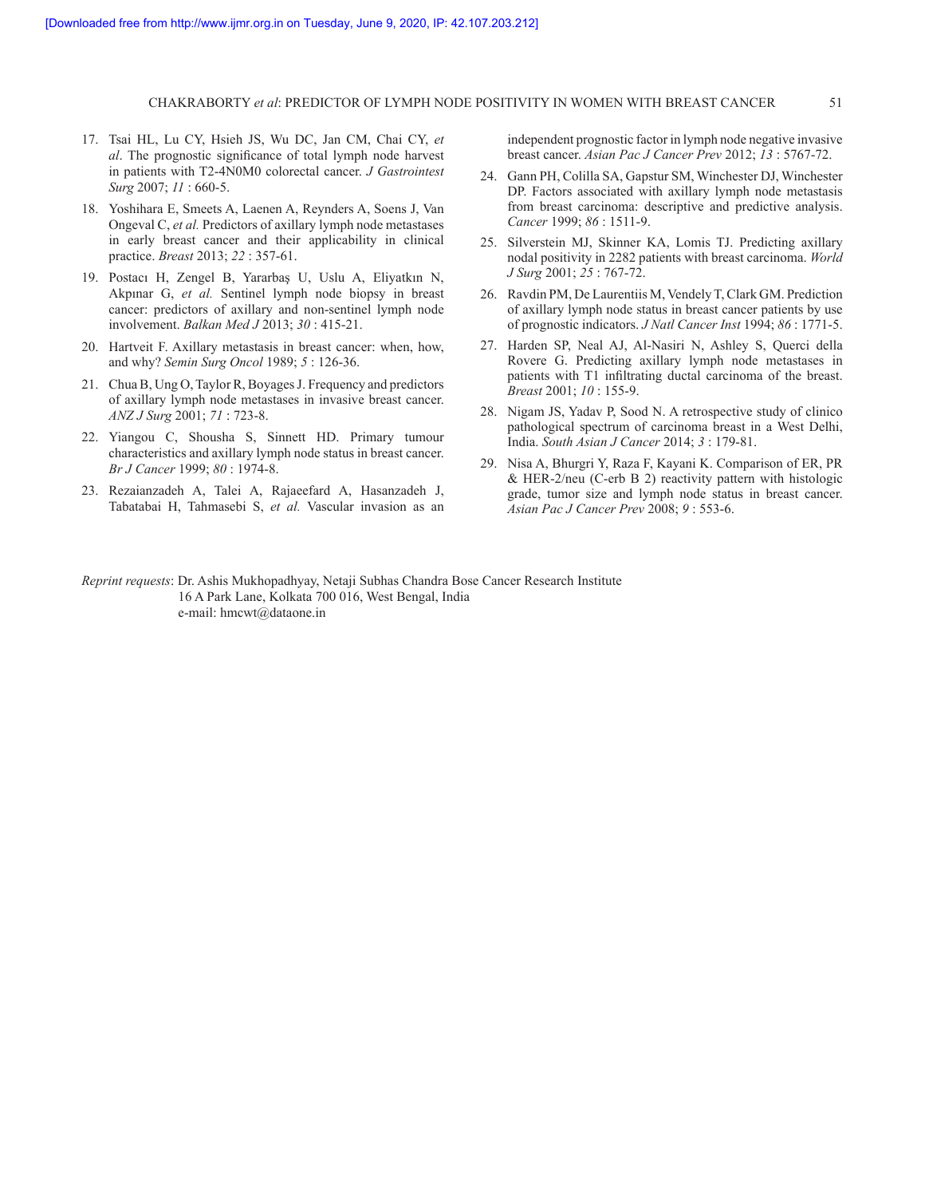17. Tsai HL, Lu CY, Hsieh JS, Wu DC, Jan CM, Chai CY, *et al*. The prognostic significance of total lymph node harvest in patients with T2-4N0M0 colorectal cancer. *J Gastrointest Surg* 2007; *11* : 660-5.
18. Yoshihara E, Smeets A, Laenen A, Reynders A, Soens J, Van Ongeval C, *et al.* Predictors of axillary lymph node metastases in early breast cancer and their applicability in clinical practice. *Breast* 2013; *22* : 357-61.
19. Postacı H, Zengel B, Yararbaş U, Uslu A, Eliyatkın N, Akpınar G, *et al.* Sentinel lymph node biopsy in breast cancer: predictors of axillary and non-sentinel lymph node involvement. *Balkan Med J* 2013; *30* : 415-21.
20. Hartveit F. Axillary metastasis in breast cancer: when, how, and why? *Semin Surg Oncol* 1989; *5* : 126-36.
21. Chua B, Ung O, Taylor R, Boyages J. Frequency and predictors of axillary lymph node metastases in invasive breast cancer. *ANZ J Surg* 2001; *71* : 723-8.
22. Yiangou C, Shousha S, Sinnett HD. Primary tumour characteristics and axillary lymph node status in breast cancer. *Br J Cancer* 1999; *80* : 1974-8.
23. Rezaianzadeh A, Talei A, Rajaeefard A, Hasanzadeh J, Tabatabai H, Tahmasebi S, *et al.* Vascular invasion as an independent prognostic factor in lymph node negative invasive breast cancer. *Asian Pac J Cancer Prev* 2012; *13* : 5767-72.
24. Gann PH, Colilla SA, Gapstur SM, Winchester DJ, Winchester DP. Factors associated with axillary lymph node metastasis from breast carcinoma: descriptive and predictive analysis. *Cancer* 1999; *86* : 1511-9.
25. Silverstein MJ, Skinner KA, Lomis TJ. Predicting axillary nodal positivity in 2282 patients with breast carcinoma. *World J Surg* 2001; *25* : 767-72.
26. Ravdin PM, De Laurentiis M, Vendely T, Clark GM. Prediction of axillary lymph node status in breast cancer patients by use of prognostic indicators. *J Natl Cancer Inst* 1994; *86* : 1771-5.
27. Harden SP, Neal AJ, Al-Nasiri N, Ashley S, Querci della Rovere G. Predicting axillary lymph node metastases in patients with T1 infiltrating ductal carcinoma of the breast. *Breast* 2001; *10* : 155-9.
28. Nigam JS, Yadav P, Sood N. A retrospective study of clinico pathological spectrum of carcinoma breast in a West Delhi, India. *South Asian J Cancer* 2014; *3* : 179-81.
29. Nisa A, Bhurgri Y, Raza F, Kayani K. Comparison of ER, PR & HER-2/neu (C-erb B 2) reactivity pattern with histologic grade, tumor size and lymph node status in breast cancer. *Asian Pac J Cancer Prev* 2008; *9* : 553-6.

*Reprint requests*: Dr. Ashis Mukhopadhyay, Netaji Subhas Chandra Bose Cancer Research Institute
16 A Park Lane, Kolkata 700 016, West Bengal, India
e-mail: hmcwt@dataone.in